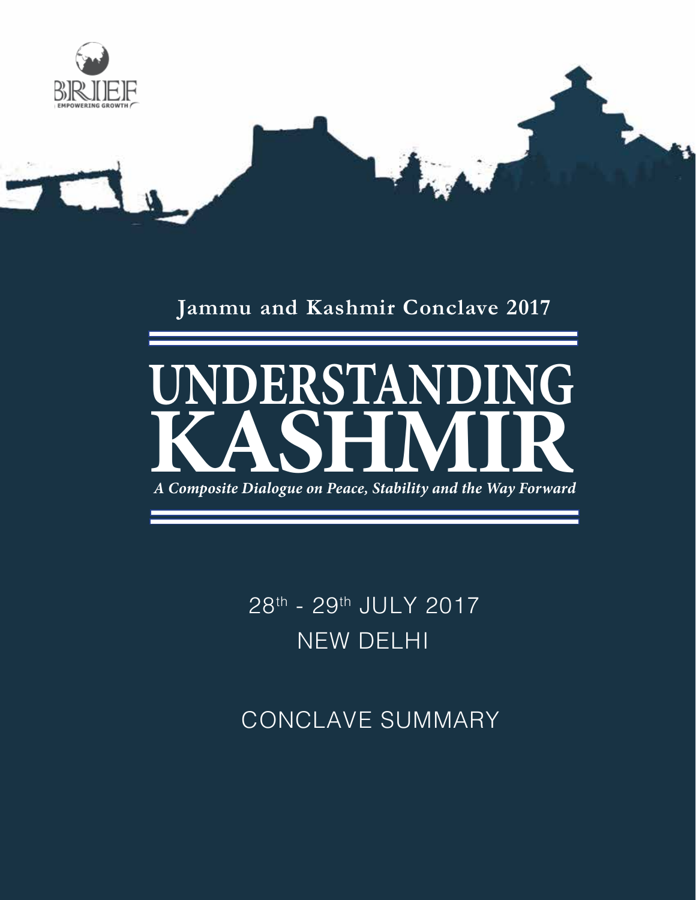BRIEF
EMPOWERING GROWTH

**Jammu and Kashmir Conclave 2017**

# UNDERSTANDING KASHMIR

*A Composite Dialogue on Peace, Stability and the Way Forward*

28th - 29th JULY 2017
NEW DELHI

CONCLAVE SUMMARY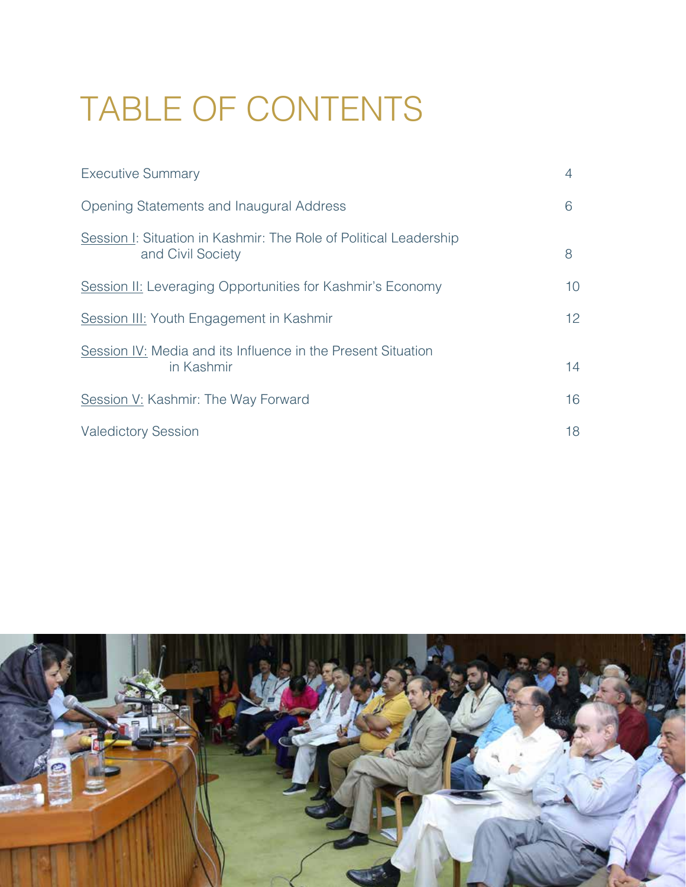# TABLE OF CONTENTS

| | |
|---|---|
| Executive Summary | 4 |
| Opening Statements and Inaugural Address | 6 |
| Session I: Situation in Kashmir: The Role of Political Leadership and Civil Society | 8 |
| Session II: Leveraging Opportunities for Kashmir's Economy | 10 |
| Session III: Youth Engagement in Kashmir | 12 |
| Session IV: Media and its Influence in the Present Situation in Kashmir | 14 |
| Session V: Kashmir: The Way Forward | 16 |
| Valedictory Session | 18 |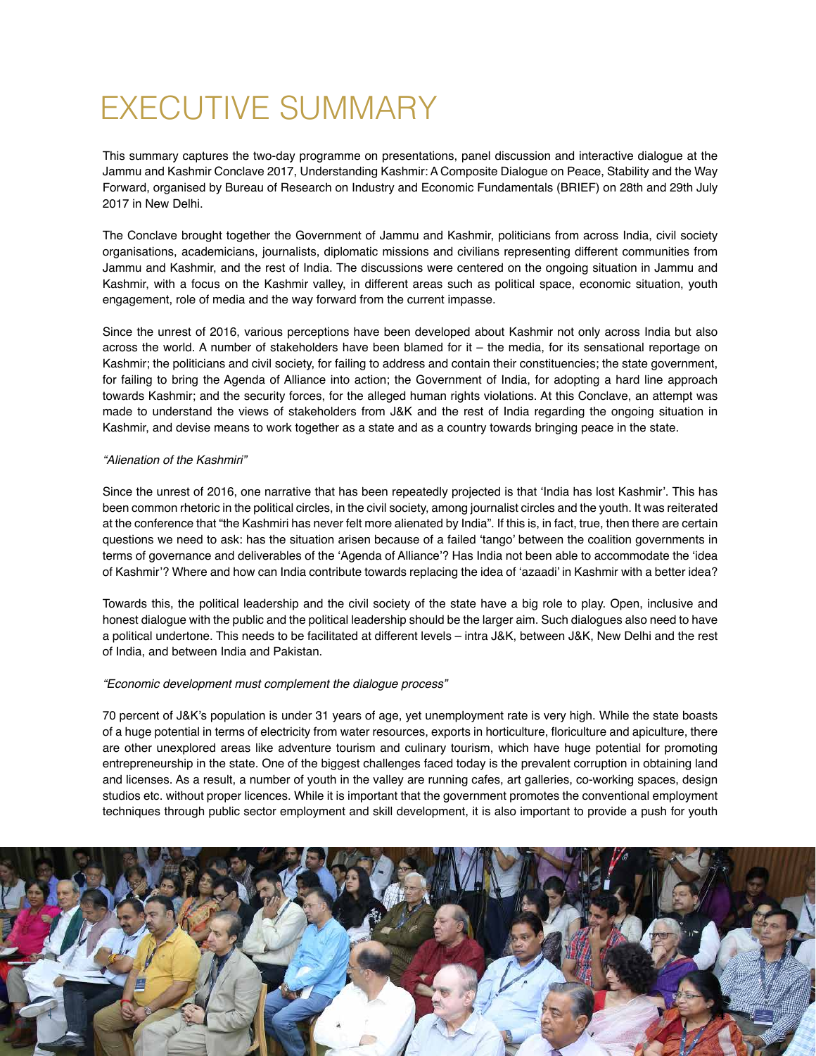# EXECUTIVE SUMMARY

This summary captures the two-day programme on presentations, panel discussion and interactive dialogue at the Jammu and Kashmir Conclave 2017, Understanding Kashmir: A Composite Dialogue on Peace, Stability and the Way Forward, organised by Bureau of Research on Industry and Economic Fundamentals (BRIEF) on 28th and 29th July 2017 in New Delhi.

The Conclave brought together the Government of Jammu and Kashmir, politicians from across India, civil society organisations, academicians, journalists, diplomatic missions and civilians representing different communities from Jammu and Kashmir, and the rest of India. The discussions were centered on the ongoing situation in Jammu and Kashmir, with a focus on the Kashmir valley, in different areas such as political space, economic situation, youth engagement, role of media and the way forward from the current impasse.

Since the unrest of 2016, various perceptions have been developed about Kashmir not only across India but also across the world. A number of stakeholders have been blamed for it – the media, for its sensational reportage on Kashmir; the politicians and civil society, for failing to address and contain their constituencies; the state government, for failing to bring the Agenda of Alliance into action; the Government of India, for adopting a hard line approach towards Kashmir; and the security forces, for the alleged human rights violations. At this Conclave, an attempt was made to understand the views of stakeholders from J&K and the rest of India regarding the ongoing situation in Kashmir, and devise means to work together as a state and as a country towards bringing peace in the state.

*"Alienation of the Kashmiri"*

Since the unrest of 2016, one narrative that has been repeatedly projected is that 'India has lost Kashmir'. This has been common rhetoric in the political circles, in the civil society, among journalist circles and the youth. It was reiterated at the conference that "the Kashmiri has never felt more alienated by India". If this is, in fact, true, then there are certain questions we need to ask: has the situation arisen because of a failed 'tango' between the coalition governments in terms of governance and deliverables of the 'Agenda of Alliance'? Has India not been able to accommodate the 'idea of Kashmir'? Where and how can India contribute towards replacing the idea of 'azaadi' in Kashmir with a better idea?

Towards this, the political leadership and the civil society of the state have a big role to play. Open, inclusive and honest dialogue with the public and the political leadership should be the larger aim. Such dialogues also need to have a political undertone. This needs to be facilitated at different levels – intra J&K, between J&K, New Delhi and the rest of India, and between India and Pakistan.

*"Economic development must complement the dialogue process"*

70 percent of J&K's population is under 31 years of age, yet unemployment rate is very high. While the state boasts of a huge potential in terms of electricity from water resources, exports in horticulture, floriculture and apiculture, there are other unexplored areas like adventure tourism and culinary tourism, which have huge potential for promoting entrepreneurship in the state. One of the biggest challenges faced today is the prevalent corruption in obtaining land and licenses. As a result, a number of youth in the valley are running cafes, art galleries, co-working spaces, design studios etc. without proper licences. While it is important that the government promotes the conventional employment techniques through public sector employment and skill development, it is also important to provide a push for youth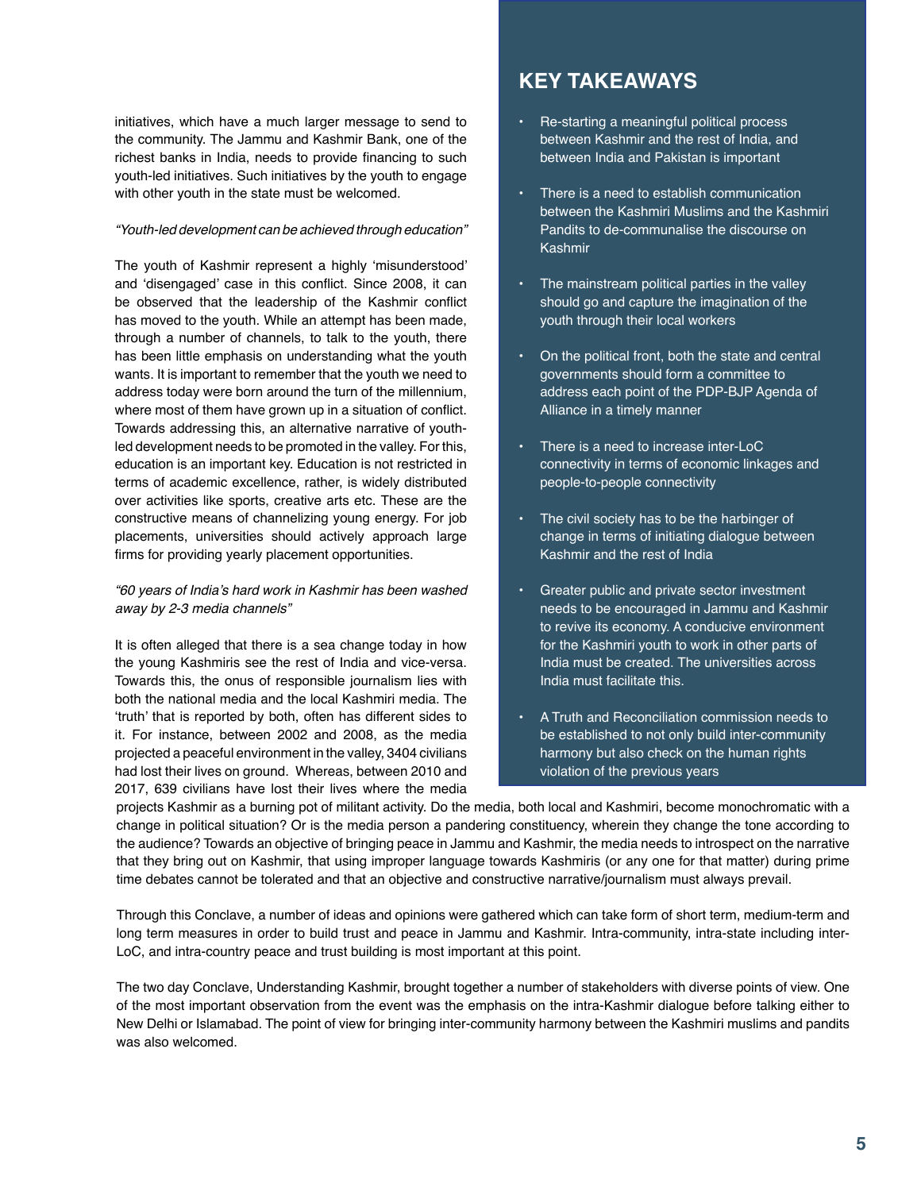initiatives, which have a much larger message to send to the community. The Jammu and Kashmir Bank, one of the richest banks in India, needs to provide financing to such youth-led initiatives. Such initiatives by the youth to engage with other youth in the state must be welcomed.

*"Youth-led development can be achieved through education"*

The youth of Kashmir represent a highly 'misunderstood' and 'disengaged' case in this conflict. Since 2008, it can be observed that the leadership of the Kashmir conflict has moved to the youth. While an attempt has been made, through a number of channels, to talk to the youth, there has been little emphasis on understanding what the youth wants. It is important to remember that the youth we need to address today were born around the turn of the millennium, where most of them have grown up in a situation of conflict. Towards addressing this, an alternative narrative of youth-led development needs to be promoted in the valley. For this, education is an important key. Education is not restricted in terms of academic excellence, rather, is widely distributed over activities like sports, creative arts etc. These are the constructive means of channelizing young energy. For job placements, universities should actively approach large firms for providing yearly placement opportunities.

*"60 years of India's hard work in Kashmir has been washed away by 2-3 media channels"*

It is often alleged that there is a sea change today in how the young Kashmiris see the rest of India and vice-versa. Towards this, the onus of responsible journalism lies with both the national media and the local Kashmiri media. The 'truth' that is reported by both, often has different sides to it. For instance, between 2002 and 2008, as the media projected a peaceful environment in the valley, 3404 civilians had lost their lives on ground. Whereas, between 2010 and 2017, 639 civilians have lost their lives where the media projects Kashmir as a burning pot of militant activity. Do the media, both local and Kashmiri, become monochromatic with a change in political situation? Or is the media person a pandering constituency, wherein they change the tone according to the audience? Towards an objective of bringing peace in Jammu and Kashmir, the media needs to introspect on the narrative that they bring out on Kashmir, that using improper language towards Kashmiris (or any one for that matter) during prime time debates cannot be tolerated and that an objective and constructive narrative/journalism must always prevail.

Through this Conclave, a number of ideas and opinions were gathered which can take form of short term, medium-term and long term measures in order to build trust and peace in Jammu and Kashmir. Intra-community, intra-state including inter-LoC, and intra-country peace and trust building is most important at this point.

The two day Conclave, Understanding Kashmir, brought together a number of stakeholders with diverse points of view. One of the most important observation from the event was the emphasis on the intra-Kashmir dialogue before talking either to New Delhi or Islamabad. The point of view for bringing inter-community harmony between the Kashmiri muslims and pandits was also welcomed.

## KEY TAKEAWAYS

- Re-starting a meaningful political process between Kashmir and the rest of India, and between India and Pakistan is important
- There is a need to establish communication between the Kashmiri Muslims and the Kashmiri Pandits to de-communalise the discourse on Kashmir
- The mainstream political parties in the valley should go and capture the imagination of the youth through their local workers
- On the political front, both the state and central governments should form a committee to address each point of the PDP-BJP Agenda of Alliance in a timely manner
- There is a need to increase inter-LoC connectivity in terms of economic linkages and people-to-people connectivity
- The civil society has to be the harbinger of change in terms of initiating dialogue between Kashmir and the rest of India
- Greater public and private sector investment needs to be encouraged in Jammu and Kashmir to revive its economy. A conducive environment for the Kashmiri youth to work in other parts of India must be created. The universities across India must facilitate this.
- A Truth and Reconciliation commission needs to be established to not only build inter-community harmony but also check on the human rights violation of the previous years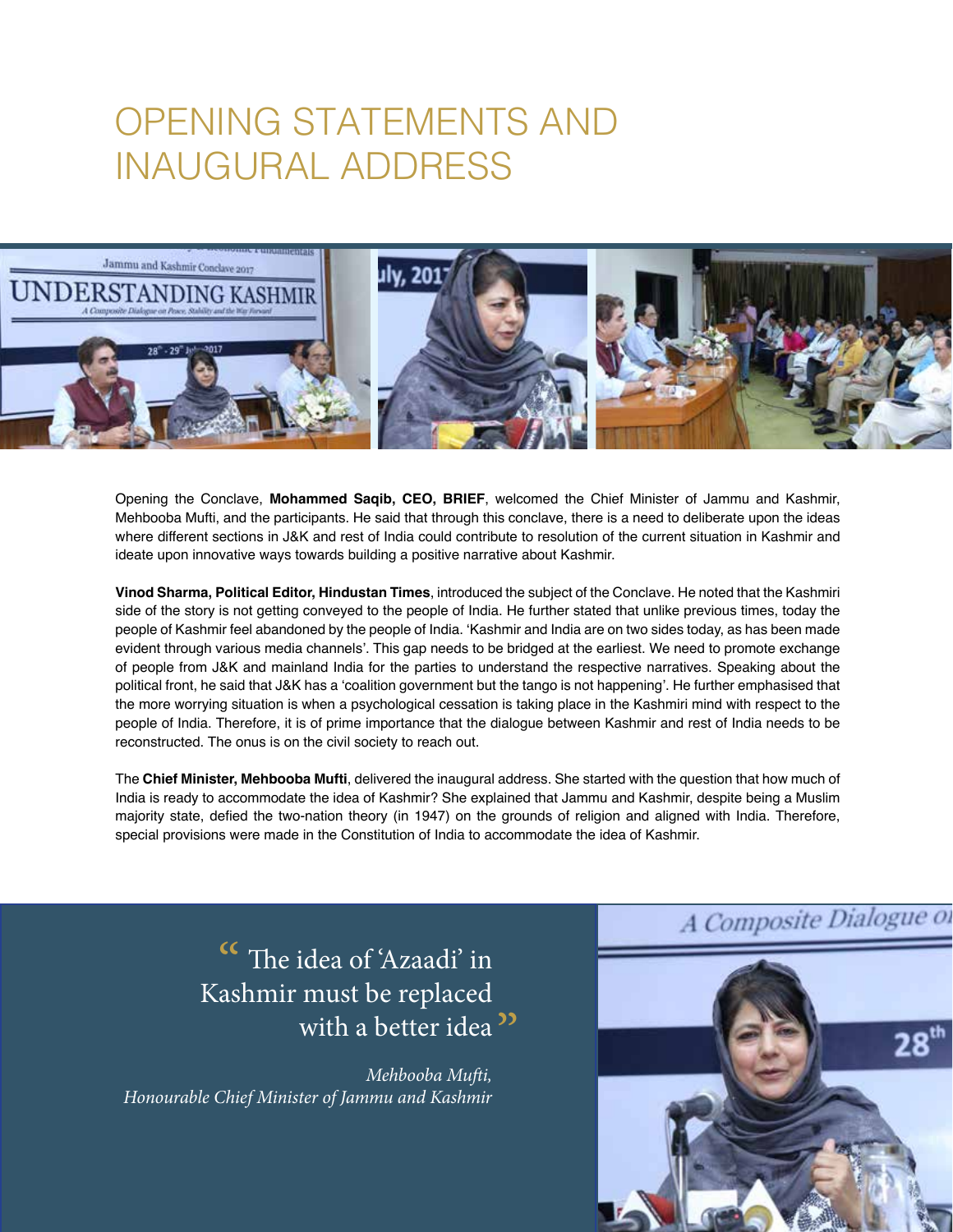# OPENING STATEMENTS AND INAUGURAL ADDRESS

Opening the Conclave, **Mohammed Saqib, CEO, BRIEF**, welcomed the Chief Minister of Jammu and Kashmir, Mehbooba Mufti, and the participants. He said that through this conclave, there is a need to deliberate upon the ideas where different sections in J&K and rest of India could contribute to resolution of the current situation in Kashmir and ideate upon innovative ways towards building a positive narrative about Kashmir.

**Vinod Sharma, Political Editor, Hindustan Times**, introduced the subject of the Conclave. He noted that the Kashmiri side of the story is not getting conveyed to the people of India. He further stated that unlike previous times, today the people of Kashmir feel abandoned by the people of India. 'Kashmir and India are on two sides today, as has been made evident through various media channels'. This gap needs to be bridged at the earliest. We need to promote exchange of people from J&K and mainland India for the parties to understand the respective narratives. Speaking about the political front, he said that J&K has a 'coalition government but the tango is not happening'. He further emphasised that the more worrying situation is when a psychological cessation is taking place in the Kashmiri mind with respect to the people of India. Therefore, it is of prime importance that the dialogue between Kashmir and rest of India needs to be reconstructed. The onus is on the civil society to reach out.

The **Chief Minister, Mehbooba Mufti**, delivered the inaugural address. She started with the question that how much of India is ready to accommodate the idea of Kashmir? She explained that Jammu and Kashmir, despite being a Muslim majority state, defied the two-nation theory (in 1947) on the grounds of religion and aligned with India. Therefore, special provisions were made in the Constitution of India to accommodate the idea of Kashmir.

> "The idea of 'Azaadi' in Kashmir must be replaced with a better idea"
>
> *Mehbooba Mufti,*
> *Honourable Chief Minister of Jammu and Kashmir*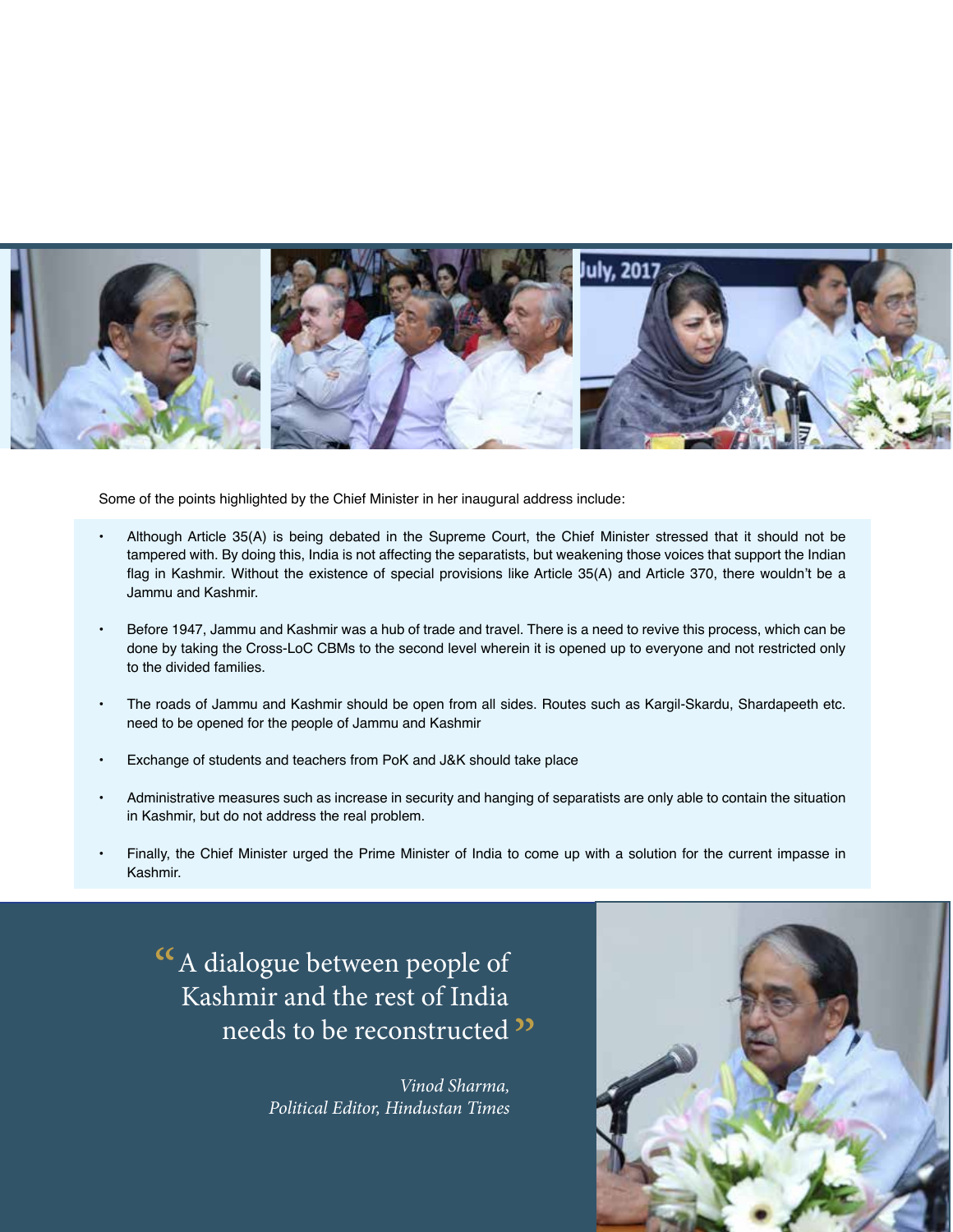Some of the points highlighted by the Chief Minister in her inaugural address include:

- Although Article 35(A) is being debated in the Supreme Court, the Chief Minister stressed that it should not be tampered with. By doing this, India is not affecting the separatists, but weakening those voices that support the Indian flag in Kashmir. Without the existence of special provisions like Article 35(A) and Article 370, there wouldn't be a Jammu and Kashmir.

- Before 1947, Jammu and Kashmir was a hub of trade and travel. There is a need to revive this process, which can be done by taking the Cross-LoC CBMs to the second level wherein it is opened up to everyone and not restricted only to the divided families.

- The roads of Jammu and Kashmir should be open from all sides. Routes such as Kargil-Skardu, Shardapeeth etc. need to be opened for the people of Jammu and Kashmir

- Exchange of students and teachers from PoK and J&K should take place

- Administrative measures such as increase in security and hanging of separatists are only able to contain the situation in Kashmir, but do not address the real problem.

- Finally, the Chief Minister urged the Prime Minister of India to come up with a solution for the current impasse in Kashmir.

> "A dialogue between people of Kashmir and the rest of India needs to be reconstructed"
>
> *Vinod Sharma, Political Editor, Hindustan Times*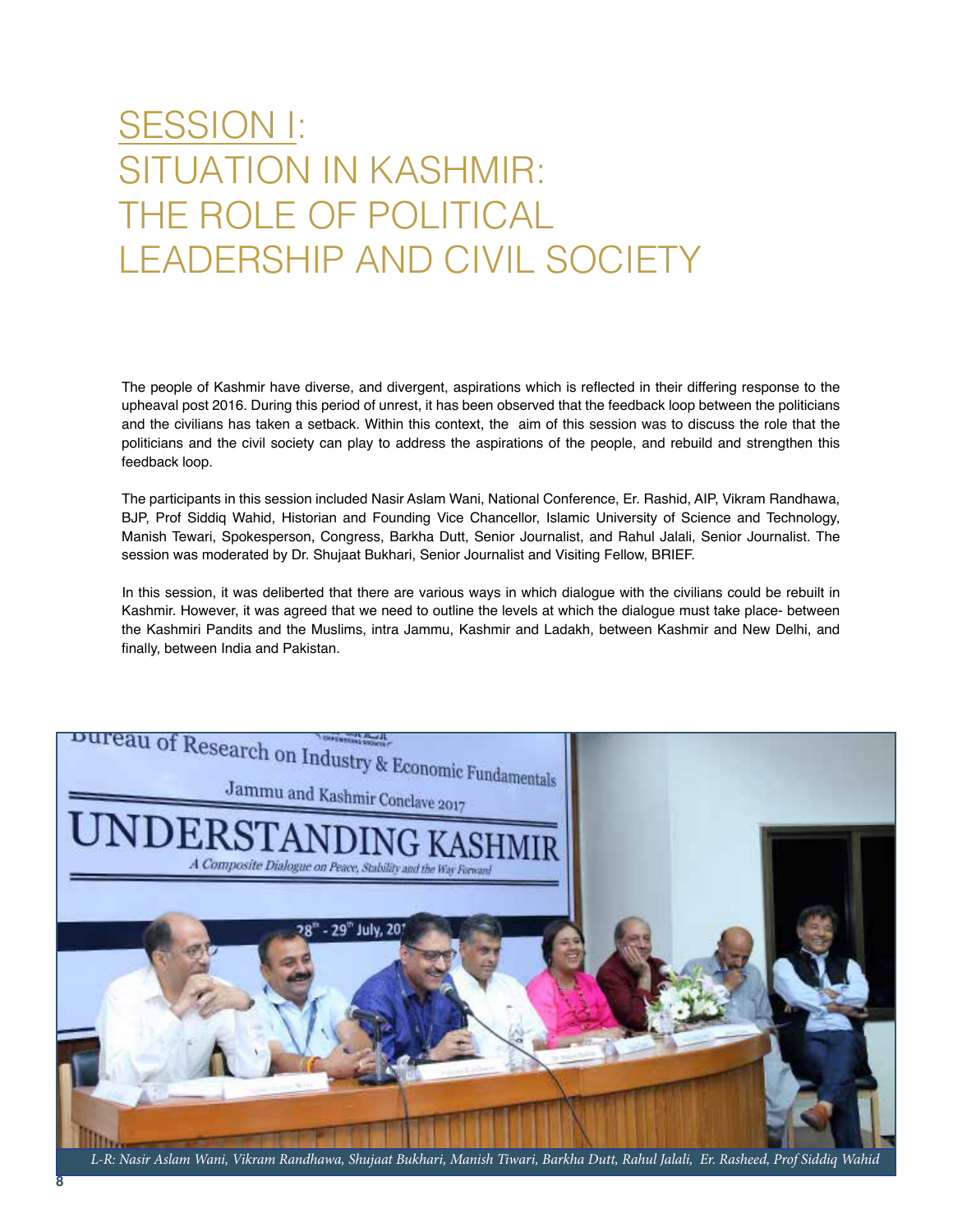# SESSION I: SITUATION IN KASHMIR: THE ROLE OF POLITICAL LEADERSHIP AND CIVIL SOCIETY

The people of Kashmir have diverse, and divergent, aspirations which is reflected in their differing response to the upheaval post 2016. During this period of unrest, it has been observed that the feedback loop between the politicians and the civilians has taken a setback. Within this context, the aim of this session was to discuss the role that the politicians and the civil society can play to address the aspirations of the people, and rebuild and strengthen this feedback loop.

The participants in this session included Nasir Aslam Wani, National Conference, Er. Rashid, AIP, Vikram Randhawa, BJP, Prof Siddiq Wahid, Historian and Founding Vice Chancellor, Islamic University of Science and Technology, Manish Tewari, Spokesperson, Congress, Barkha Dutt, Senior Journalist, and Rahul Jalali, Senior Journalist. The session was moderated by Dr. Shujaat Bukhari, Senior Journalist and Visiting Fellow, BRIEF.

In this session, it was deliberted that there are various ways in which dialogue with the civilians could be rebuilt in Kashmir. However, it was agreed that we need to outline the levels at which the dialogue must take place- between the Kashmiri Pandits and the Muslims, intra Jammu, Kashmir and Ladakh, between Kashmir and New Delhi, and finally, between India and Pakistan.

*L-R: Nasir Aslam Wani, Vikram Randhawa, Shujaat Bukhari, Manish Tiwari, Barkha Dutt, Rahul Jalali, Er. Rasheed, Prof Siddiq Wahid*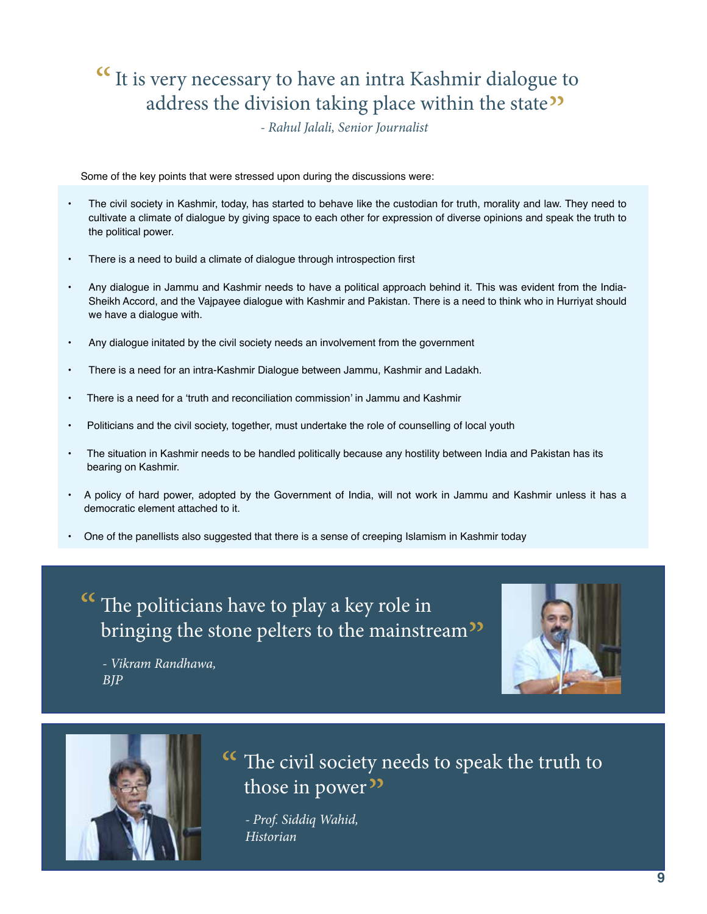> "It is very necessary to have an intra Kashmir dialogue to address the division taking place within the state"
>
> *- Rahul Jalali, Senior Journalist*

Some of the key points that were stressed upon during the discussions were:

- The civil society in Kashmir, today, has started to behave like the custodian for truth, morality and law. They need to cultivate a climate of dialogue by giving space to each other for expression of diverse opinions and speak the truth to the political power.
- There is a need to build a climate of dialogue through introspection first
- Any dialogue in Jammu and Kashmir needs to have a political approach behind it. This was evident from the India-Sheikh Accord, and the Vajpayee dialogue with Kashmir and Pakistan. There is a need to think who in Hurriyat should we have a dialogue with.
- Any dialogue initated by the civil society needs an involvement from the government
- There is a need for an intra-Kashmir Dialogue between Jammu, Kashmir and Ladakh.
- There is a need for a 'truth and reconciliation commission' in Jammu and Kashmir
- Politicians and the civil society, together, must undertake the role of counselling of local youth
- The situation in Kashmir needs to be handled politically because any hostility between India and Pakistan has its bearing on Kashmir.
- A policy of hard power, adopted by the Government of India, will not work in Jammu and Kashmir unless it has a democratic element attached to it.
- One of the panellists also suggested that there is a sense of creeping Islamism in Kashmir today

> "The politicians have to play a key role in bringing the stone pelters to the mainstream"
>
> *- Vikram Randhawa, BJP*

> "The civil society needs to speak the truth to those in power"
>
> *- Prof. Siddiq Wahid, Historian*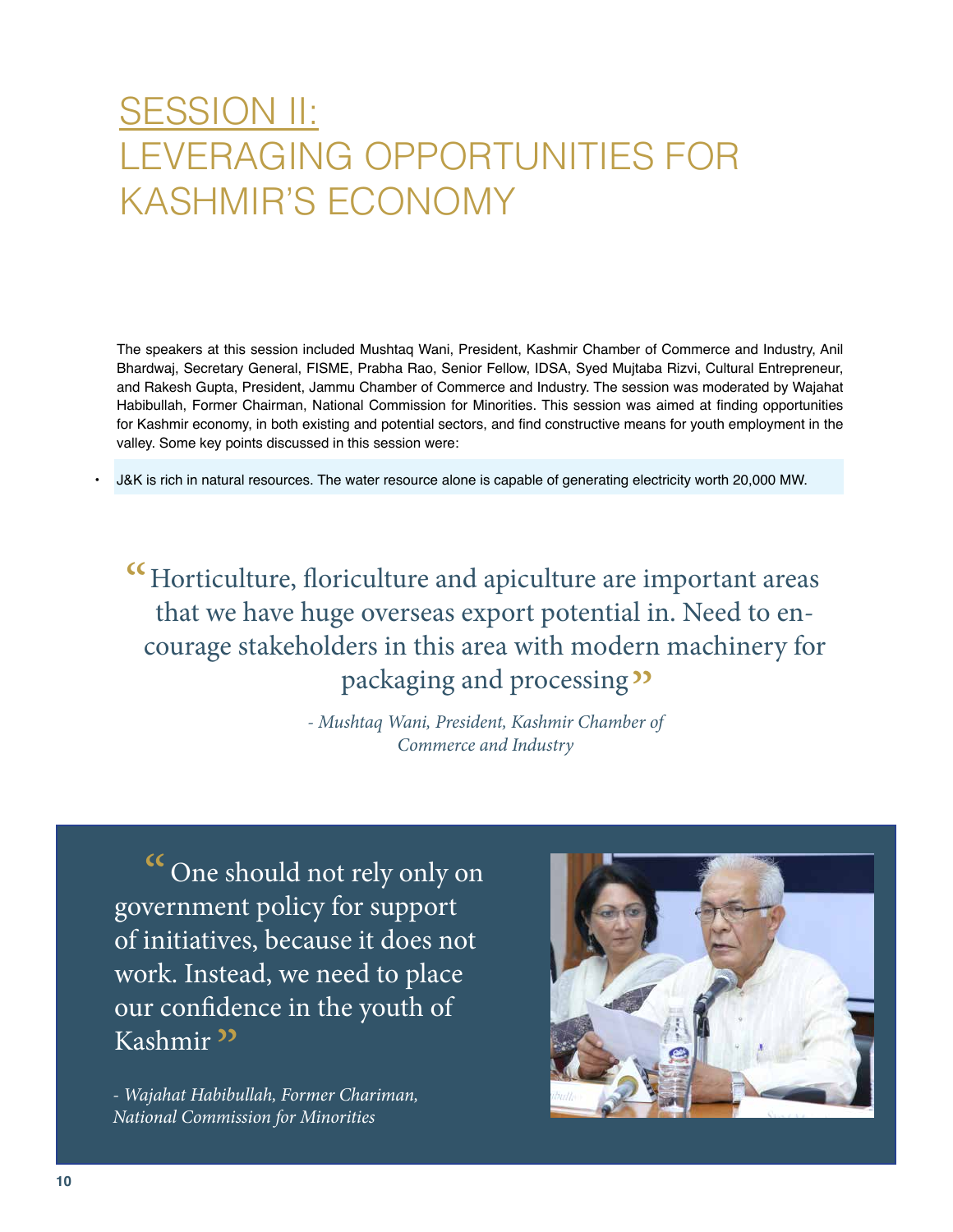# SESSION II: LEVERAGING OPPORTUNITIES FOR KASHMIR'S ECONOMY

The speakers at this session included Mushtaq Wani, President, Kashmir Chamber of Commerce and Industry, Anil Bhardwaj, Secretary General, FISME, Prabha Rao, Senior Fellow, IDSA, Syed Mujtaba Rizvi, Cultural Entrepreneur, and Rakesh Gupta, President, Jammu Chamber of Commerce and Industry. The session was moderated by Wajahat Habibullah, Former Chairman, National Commission for Minorities. This session was aimed at finding opportunities for Kashmir economy, in both existing and potential sectors, and find constructive means for youth employment in the valley. Some key points discussed in this session were:

- J&K is rich in natural resources. The water resource alone is capable of generating electricity worth 20,000 MW.

> "Horticulture, floriculture and apiculture are important areas that we have huge overseas export potential in. Need to encourage stakeholders in this area with modern machinery for packaging and processing"
>
> *- Mushtaq Wani, President, Kashmir Chamber of Commerce and Industry*

> "One should not rely only on government policy for support of initiatives, because it does not work. Instead, we need to place our confidence in the youth of Kashmir"
>
> *- Wajahat Habibullah, Former Chariman, National Commission for Minorities*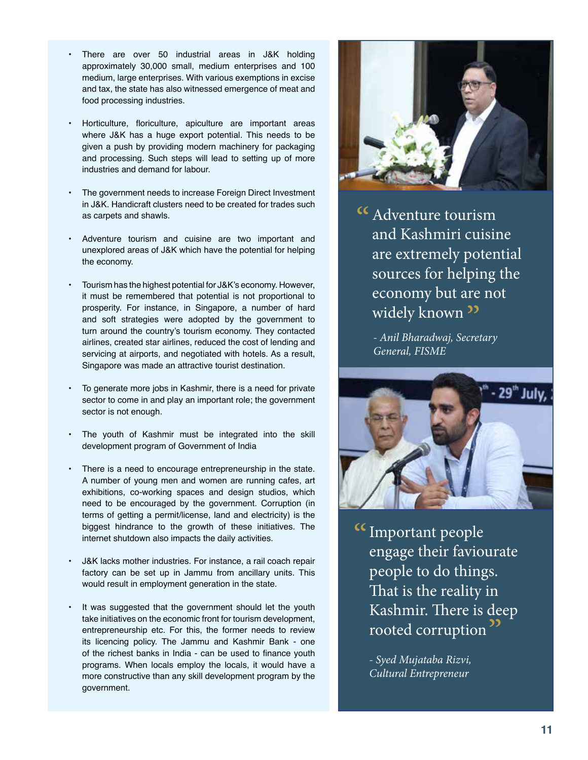- There are over 50 industrial areas in J&K holding approximately 30,000 small, medium enterprises and 100 medium, large enterprises. With various exemptions in excise and tax, the state has also witnessed emergence of meat and food processing industries.

- Horticulture, floriculture, apiculture are important areas where J&K has a huge export potential. This needs to be given a push by providing modern machinery for packaging and processing. Such steps will lead to setting up of more industries and demand for labour.

- The government needs to increase Foreign Direct Investment in J&K. Handicraft clusters need to be created for trades such as carpets and shawls.

- Adventure tourism and cuisine are two important and unexplored areas of J&K which have the potential for helping the economy.

- Tourism has the highest potential for J&K's economy. However, it must be remembered that potential is not proportional to prosperity. For instance, in Singapore, a number of hard and soft strategies were adopted by the government to turn around the country's tourism economy. They contacted airlines, created star airlines, reduced the cost of lending and servicing at airports, and negotiated with hotels. As a result, Singapore was made an attractive tourist destination.

- To generate more jobs in Kashmir, there is a need for private sector to come in and play an important role; the government sector is not enough.

- The youth of Kashmir must be integrated into the skill development program of Government of India

- There is a need to encourage entrepreneurship in the state. A number of young men and women are running cafes, art exhibitions, co-working spaces and design studios, which need to be encouraged by the government. Corruption (in terms of getting a permit/license, land and electricity) is the biggest hindrance to the growth of these initiatives. The internet shutdown also impacts the daily activities.

- J&K lacks mother industries. For instance, a rail coach repair factory can be set up in Jammu from ancillary units. This would result in employment generation in the state.

- It was suggested that the government should let the youth take initiatives on the economic front for tourism development, entrepreneurship etc. For this, the former needs to review its licencing policy. The Jammu and Kashmir Bank - one of the richest banks in India - can be used to finance youth programs. When locals employ the locals, it would have a more constructive than any skill development program by the government.

> "Adventure tourism and Kashmiri cuisine are extremely potential sources for helping the economy but are not widely known"
>
> *- Anil Bharadwaj, Secretary General, FISME*

> "Important people engage their faviourate people to do things. That is the reality in Kashmir. There is deep rooted corruption"
>
> *- Syed Mujataba Rizvi, Cultural Entrepreneur*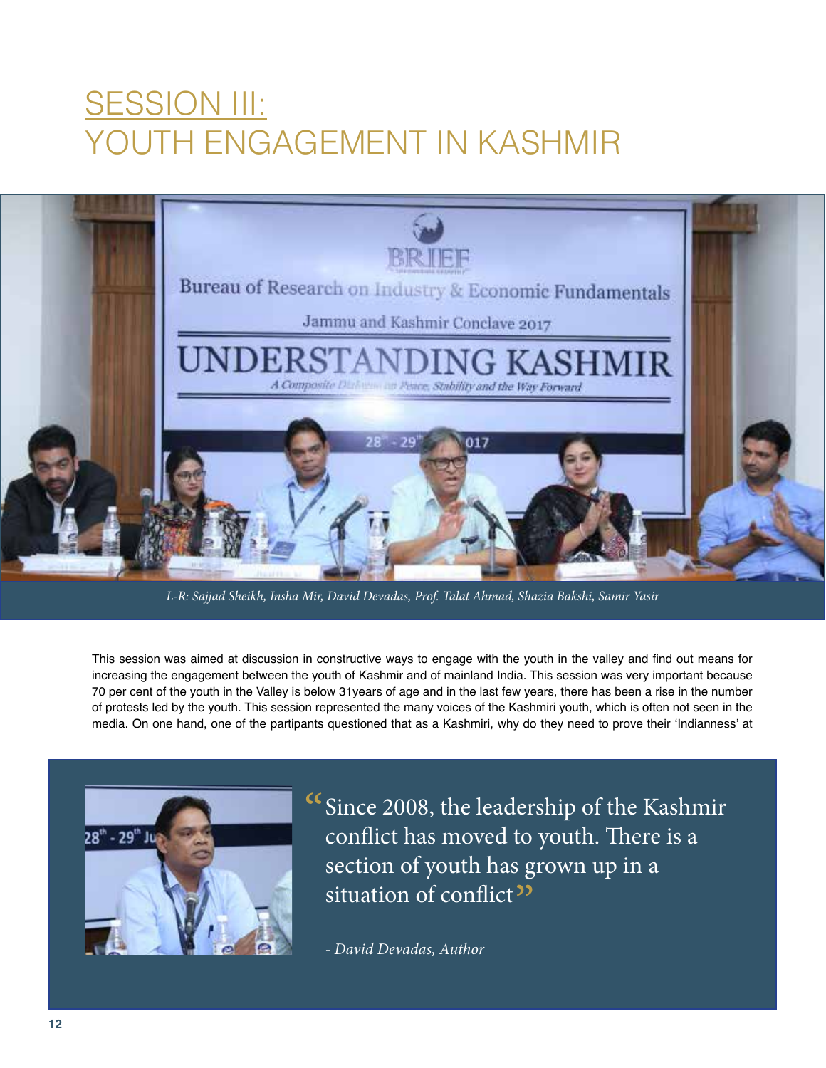# SESSION III: YOUTH ENGAGEMENT IN KASHMIR

*L-R: Sajjad Sheikh, Insha Mir, David Devadas, Prof. Talat Ahmad, Shazia Bakshi, Samir Yasir*

This session was aimed at discussion in constructive ways to engage with the youth in the valley and find out means for increasing the engagement between the youth of Kashmir and of mainland India. This session was very important because 70 per cent of the youth in the Valley is below 31years of age and in the last few years, there has been a rise in the number of protests led by the youth. This session represented the many voices of the Kashmiri youth, which is often not seen in the media. On one hand, one of the partipants questioned that as a Kashmiri, why do they need to prove their 'Indianness' at

> "Since 2008, the leadership of the Kashmir conflict has moved to youth. There is a section of youth has grown up in a situation of conflict"
>
> *- David Devadas, Author*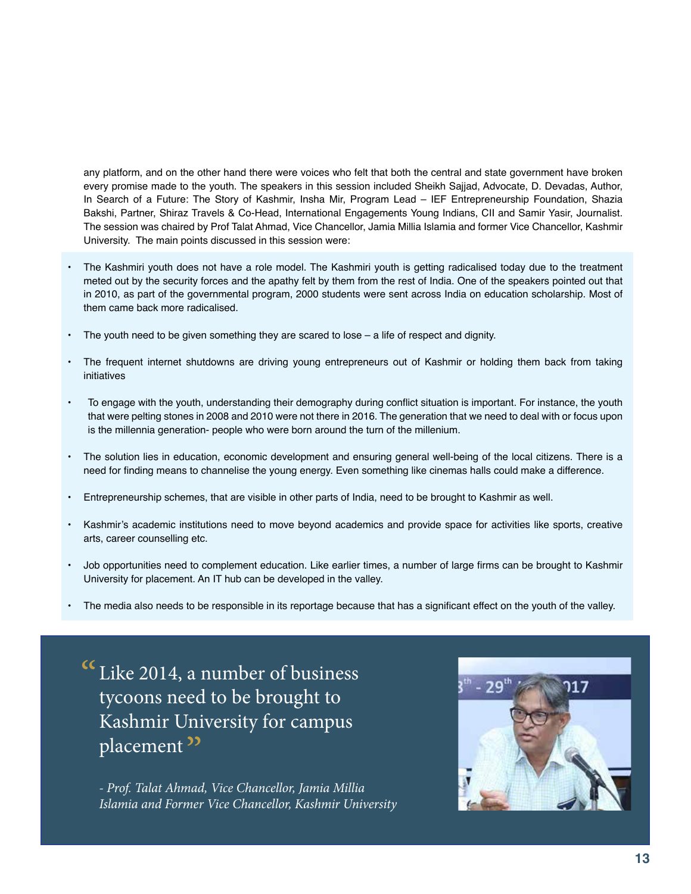any platform, and on the other hand there were voices who felt that both the central and state government have broken every promise made to the youth. The speakers in this session included Sheikh Sajjad, Advocate, D. Devadas, Author, In Search of a Future: The Story of Kashmir, Insha Mir, Program Lead – IEF Entrepreneurship Foundation, Shazia Bakshi, Partner, Shiraz Travels & Co-Head, International Engagements Young Indians, CII and Samir Yasir, Journalist. The session was chaired by Prof Talat Ahmad, Vice Chancellor, Jamia Millia Islamia and former Vice Chancellor, Kashmir University. The main points discussed in this session were:

- The Kashmiri youth does not have a role model. The Kashmiri youth is getting radicalised today due to the treatment meted out by the security forces and the apathy felt by them from the rest of India. One of the speakers pointed out that in 2010, as part of the governmental program, 2000 students were sent across India on education scholarship. Most of them came back more radicalised.
- The youth need to be given something they are scared to lose – a life of respect and dignity.
- The frequent internet shutdowns are driving young entrepreneurs out of Kashmir or holding them back from taking initiatives
- To engage with the youth, understanding their demography during conflict situation is important. For instance, the youth that were pelting stones in 2008 and 2010 were not there in 2016. The generation that we need to deal with or focus upon is the millennia generation- people who were born around the turn of the millenium.
- The solution lies in education, economic development and ensuring general well-being of the local citizens. There is a need for finding means to channelise the young energy. Even something like cinemas halls could make a difference.
- Entrepreneurship schemes, that are visible in other parts of India, need to be brought to Kashmir as well.
- Kashmir's academic institutions need to move beyond academics and provide space for activities like sports, creative arts, career counselling etc.
- Job opportunities need to complement education. Like earlier times, a number of large firms can be brought to Kashmir University for placement. An IT hub can be developed in the valley.
- The media also needs to be responsible in its reportage because that has a significant effect on the youth of the valley.

> "Like 2014, a number of business tycoons need to be brought to Kashmir University for campus placement"
>
> *- Prof. Talat Ahmad, Vice Chancellor, Jamia Millia Islamia and Former Vice Chancellor, Kashmir University*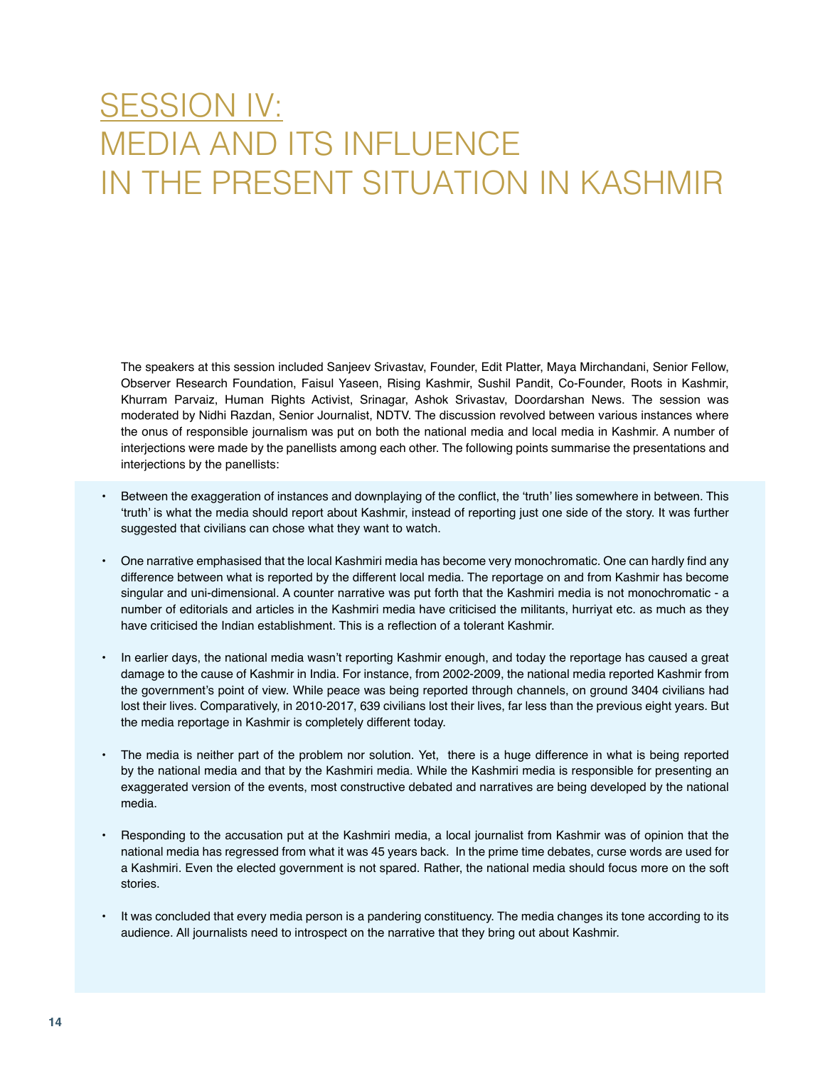# SESSION IV: MEDIA AND ITS INFLUENCE IN THE PRESENT SITUATION IN KASHMIR

The speakers at this session included Sanjeev Srivastav, Founder, Edit Platter, Maya Mirchandani, Senior Fellow, Observer Research Foundation, Faisul Yaseen, Rising Kashmir, Sushil Pandit, Co-Founder, Roots in Kashmir, Khurram Parvaiz, Human Rights Activist, Srinagar, Ashok Srivastav, Doordarshan News. The session was moderated by Nidhi Razdan, Senior Journalist, NDTV. The discussion revolved between various instances where the onus of responsible journalism was put on both the national media and local media in Kashmir. A number of interjections were made by the panellists among each other. The following points summarise the presentations and interjections by the panellists:

- Between the exaggeration of instances and downplaying of the conflict, the 'truth' lies somewhere in between. This 'truth' is what the media should report about Kashmir, instead of reporting just one side of the story. It was further suggested that civilians can chose what they want to watch.
- One narrative emphasised that the local Kashmiri media has become very monochromatic. One can hardly find any difference between what is reported by the different local media. The reportage on and from Kashmir has become singular and uni-dimensional. A counter narrative was put forth that the Kashmiri media is not monochromatic - a number of editorials and articles in the Kashmiri media have criticised the militants, hurriyat etc. as much as they have criticised the Indian establishment. This is a reflection of a tolerant Kashmir.
- In earlier days, the national media wasn't reporting Kashmir enough, and today the reportage has caused a great damage to the cause of Kashmir in India. For instance, from 2002-2009, the national media reported Kashmir from the government's point of view. While peace was being reported through channels, on ground 3404 civilians had lost their lives. Comparatively, in 2010-2017, 639 civilians lost their lives, far less than the previous eight years. But the media reportage in Kashmir is completely different today.
- The media is neither part of the problem nor solution. Yet, there is a huge difference in what is being reported by the national media and that by the Kashmiri media. While the Kashmiri media is responsible for presenting an exaggerated version of the events, most constructive debated and narratives are being developed by the national media.
- Responding to the accusation put at the Kashmiri media, a local journalist from Kashmir was of opinion that the national media has regressed from what it was 45 years back. In the prime time debates, curse words are used for a Kashmiri. Even the elected government is not spared. Rather, the national media should focus more on the soft stories.
- It was concluded that every media person is a pandering constituency. The media changes its tone according to its audience. All journalists need to introspect on the narrative that they bring out about Kashmir.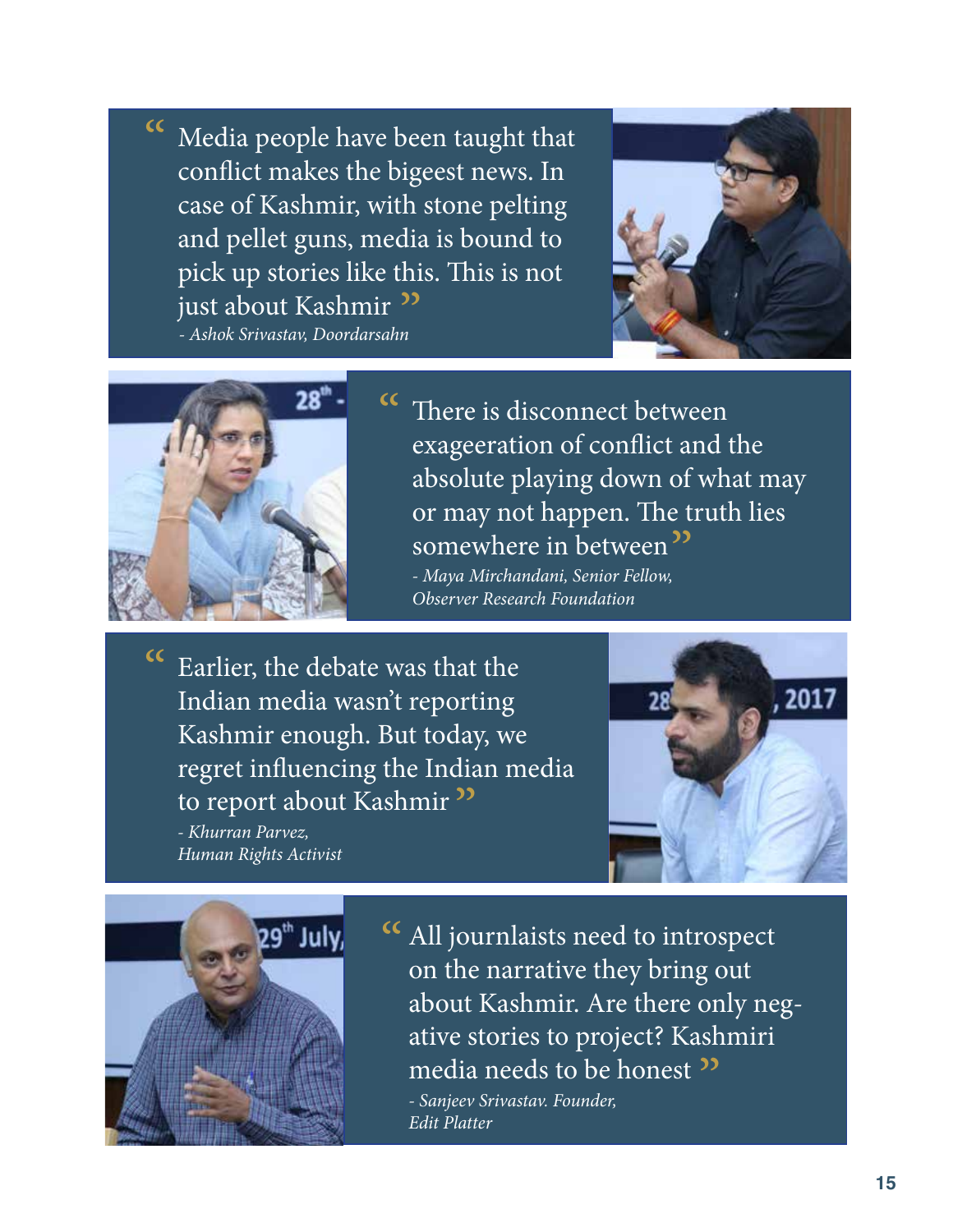> "Media people have been taught that conflict makes the bigeest news. In case of Kashmir, with stone pelting and pellet guns, media is bound to pick up stories like this. This is not just about Kashmir"
>
> *- Ashok Srivastav, Doordarsahn*

> "There is disconnect between exageeration of conflict and the absolute playing down of what may or may not happen. The truth lies somewhere in between"
>
> *- Maya Mirchandani, Senior Fellow, Observer Research Foundation*

> "Earlier, the debate was that the Indian media wasn't reporting Kashmir enough. But today, we regret influencing the Indian media to report about Kashmir"
>
> *- Khurran Parvez, Human Rights Activist*

> "All journlaists need to introspect on the narrative they bring out about Kashmir. Are there only negative stories to project? Kashmiri media needs to be honest"
>
> *- Sanjeev Srivastav. Founder, Edit Platter*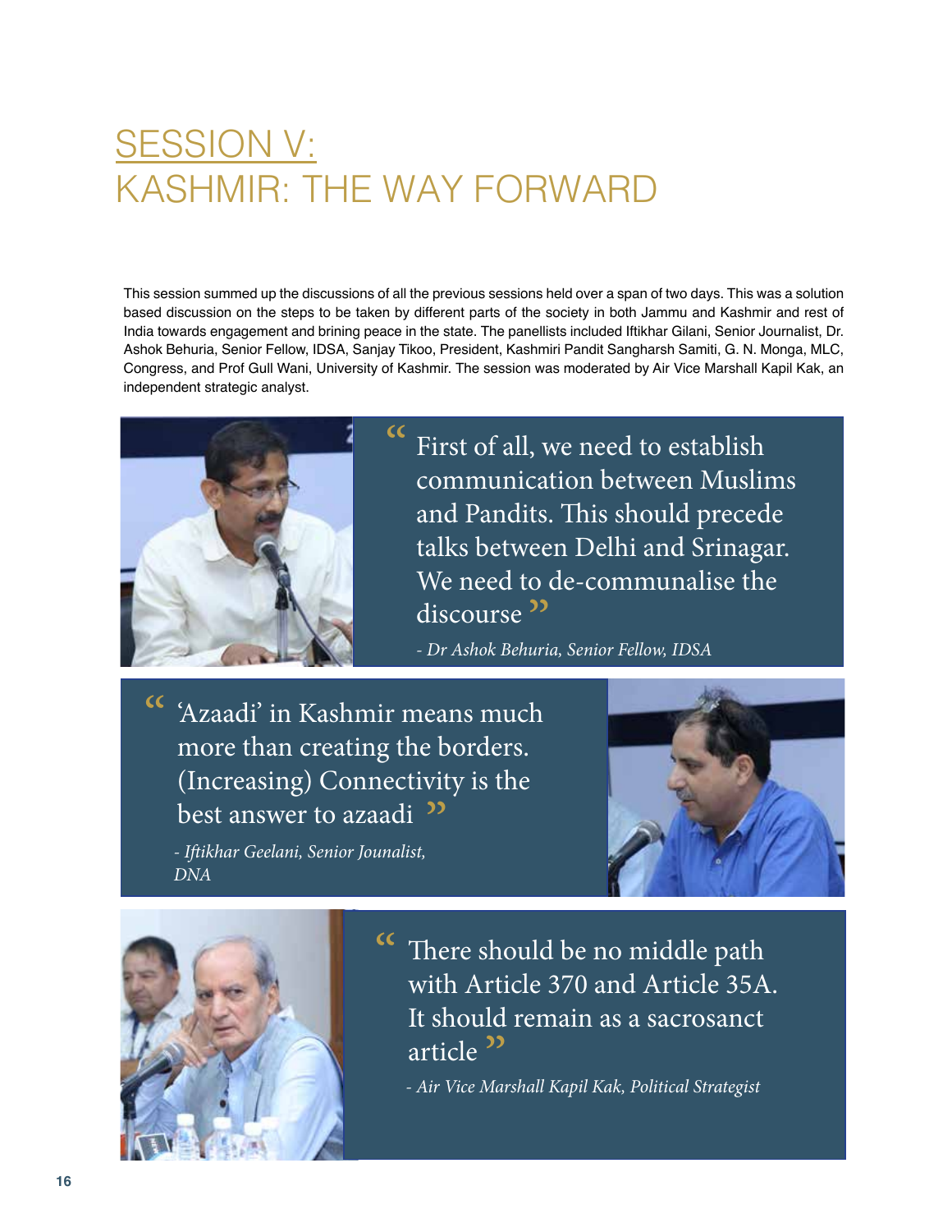# SESSION V: KASHMIR: THE WAY FORWARD

This session summed up the discussions of all the previous sessions held over a span of two days. This was a solution based discussion on the steps to be taken by different parts of the society in both Jammu and Kashmir and rest of India towards engagement and brining peace in the state. The panellists included Iftikhar Gilani, Senior Journalist, Dr. Ashok Behuria, Senior Fellow, IDSA, Sanjay Tikoo, President, Kashmiri Pandit Sangharsh Samiti, G. N. Monga, MLC, Congress, and Prof Gull Wani, University of Kashmir. The session was moderated by Air Vice Marshall Kapil Kak, an independent strategic analyst.

> "First of all, we need to establish communication between Muslims and Pandits. This should precede talks between Delhi and Srinagar. We need to de-communalise the discourse"
>
> *- Dr Ashok Behuria, Senior Fellow, IDSA*

> "'Azaadi' in Kashmir means much more than creating the borders. (Increasing) Connectivity is the best answer to azaadi"
>
> *- Iftikhar Geelani, Senior Jounalist, DNA*

> "There should be no middle path with Article 370 and Article 35A. It should remain as a sacrosanct article"
>
> *- Air Vice Marshall Kapil Kak, Political Strategist*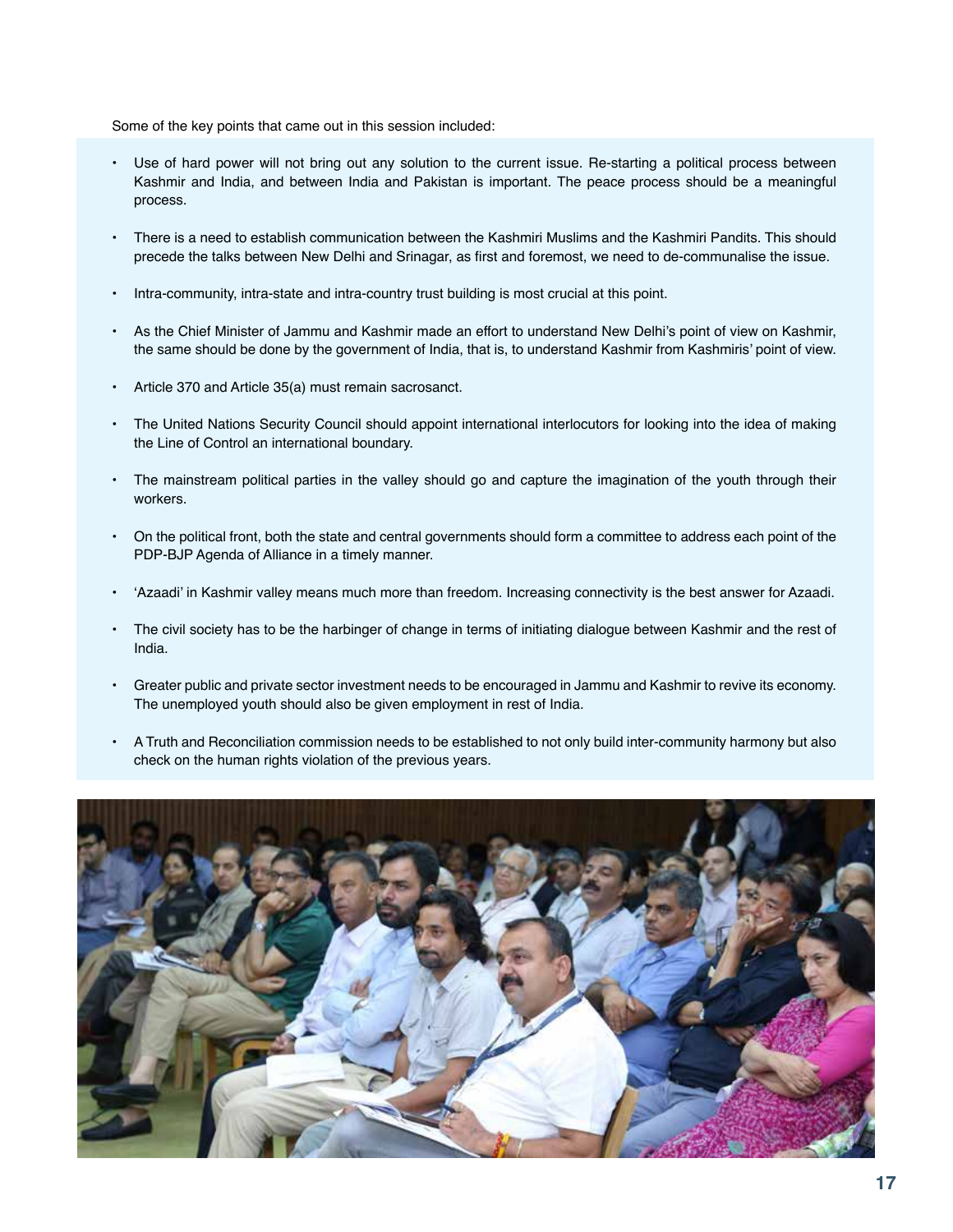Some of the key points that came out in this session included:

- Use of hard power will not bring out any solution to the current issue. Re-starting a political process between Kashmir and India, and between India and Pakistan is important. The peace process should be a meaningful process.
- There is a need to establish communication between the Kashmiri Muslims and the Kashmiri Pandits. This should precede the talks between New Delhi and Srinagar, as first and foremost, we need to de-communalise the issue.
- Intra-community, intra-state and intra-country trust building is most crucial at this point.
- As the Chief Minister of Jammu and Kashmir made an effort to understand New Delhi's point of view on Kashmir, the same should be done by the government of India, that is, to understand Kashmir from Kashmiris' point of view.
- Article 370 and Article 35(a) must remain sacrosanct.
- The United Nations Security Council should appoint international interlocutors for looking into the idea of making the Line of Control an international boundary.
- The mainstream political parties in the valley should go and capture the imagination of the youth through their workers.
- On the political front, both the state and central governments should form a committee to address each point of the PDP-BJP Agenda of Alliance in a timely manner.
- 'Azaadi' in Kashmir valley means much more than freedom. Increasing connectivity is the best answer for Azaadi.
- The civil society has to be the harbinger of change in terms of initiating dialogue between Kashmir and the rest of India.
- Greater public and private sector investment needs to be encouraged in Jammu and Kashmir to revive its economy. The unemployed youth should also be given employment in rest of India.
- A Truth and Reconciliation commission needs to be established to not only build inter-community harmony but also check on the human rights violation of the previous years.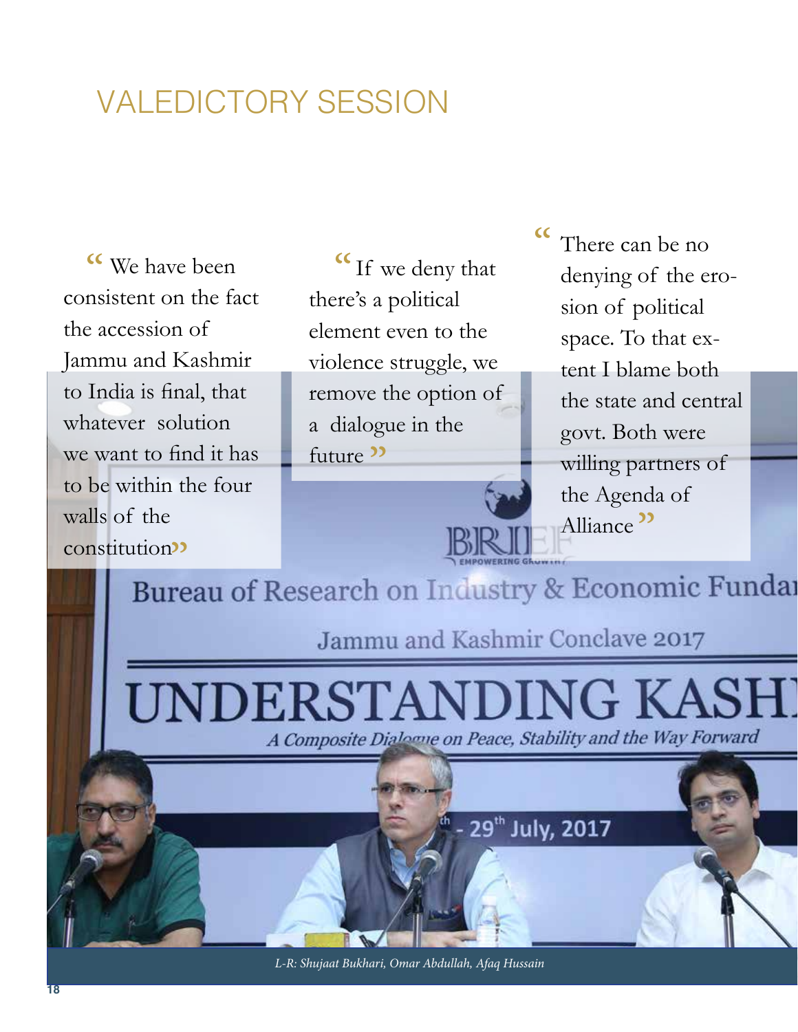# VALEDICTORY SESSION

"We have been consistent on the fact the accession of Jammu and Kashmir to India is final, that whatever solution we want to find it has to be within the four walls of the constitution"

"If we deny that there's a political element even to the violence struggle, we remove the option of a dialogue in the future"

"There can be no denying of the erosion of political space. To that extent I blame both the state and central govt. Both were willing partners of the Agenda of Alliance"

*L-R: Shujaat Bukhari, Omar Abdullah, Afaq Hussain*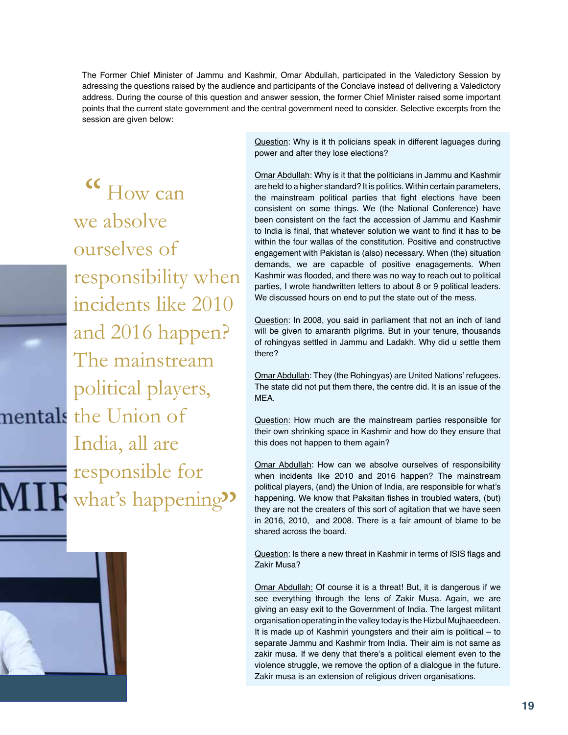The Former Chief Minister of Jammu and Kashmir, Omar Abdullah, participated in the Valedictory Session by adressing the questions raised by the audience and participants of the Conclave instead of delivering a Valedictory address. During the course of this question and answer session, the former Chief Minister raised some important points that the current state government and the central government need to consider. Selective excerpts from the session are given below:

> "How can we absolve ourselves of responsibility when incidents like 2010 and 2016 happen? The mainstream political players, the Union of India, all are responsible for what's happening"

Question: Why is it th policians speak in different laguages during power and after they lose elections?

Omar Abdullah: Why is it that the politicians in Jammu and Kashmir are held to a higher standard? It is politics. Within certain parameters, the mainstream political parties that fight elections have been consistent on some things. We (the National Conference) have been consistent on the fact the accession of Jammu and Kashmir to India is final, that whatever solution we want to find it has to be within the four wallas of the constitution. Positive and constructive engagement with Pakistan is (also) necessary. When (the) situation demands, we are capacble of positive enagagements. When Kashmir was flooded, and there was no way to reach out to political parties, I wrote handwritten letters to about 8 or 9 political leaders. We discussed hours on end to put the state out of the mess.

Question: In 2008, you said in parliament that not an inch of land will be given to amaranth pilgrims. But in your tenure, thousands of rohingyas settled in Jammu and Ladakh. Why did u settle them there?

Omar Abdullah: They (the Rohingyas) are United Nations' refugees. The state did not put them there, the centre did. It is an issue of the MEA.

Question: How much are the mainstream parties responsible for their own shrinking space in Kashmir and how do they ensure that this does not happen to them again?

Omar Abdullah: How can we absolve ourselves of responsibility when incidents like 2010 and 2016 happen? The mainstream political players, (and) the Union of India, are responsible for what's happening. We know that Paksitan fishes in troubled waters, (but) they are not the creaters of this sort of agitation that we have seen in 2016, 2010, and 2008. There is a fair amount of blame to be shared across the board.

Question: Is there a new threat in Kashmir in terms of ISIS flags and Zakir Musa?

Omar Abdullah: Of course it is a threat! But, it is dangerous if we see everything through the lens of Zakir Musa. Again, we are giving an easy exit to the Government of India. The largest militant organisation operating in the valley today is the Hizbul Mujhaeedeen. It is made up of Kashmiri youngsters and their aim is political – to separate Jammu and Kashmir from India. Their aim is not same as zakir musa. If we deny that there's a political element even to the violence struggle, we remove the option of a dialogue in the future. Zakir musa is an extension of religious driven organisations.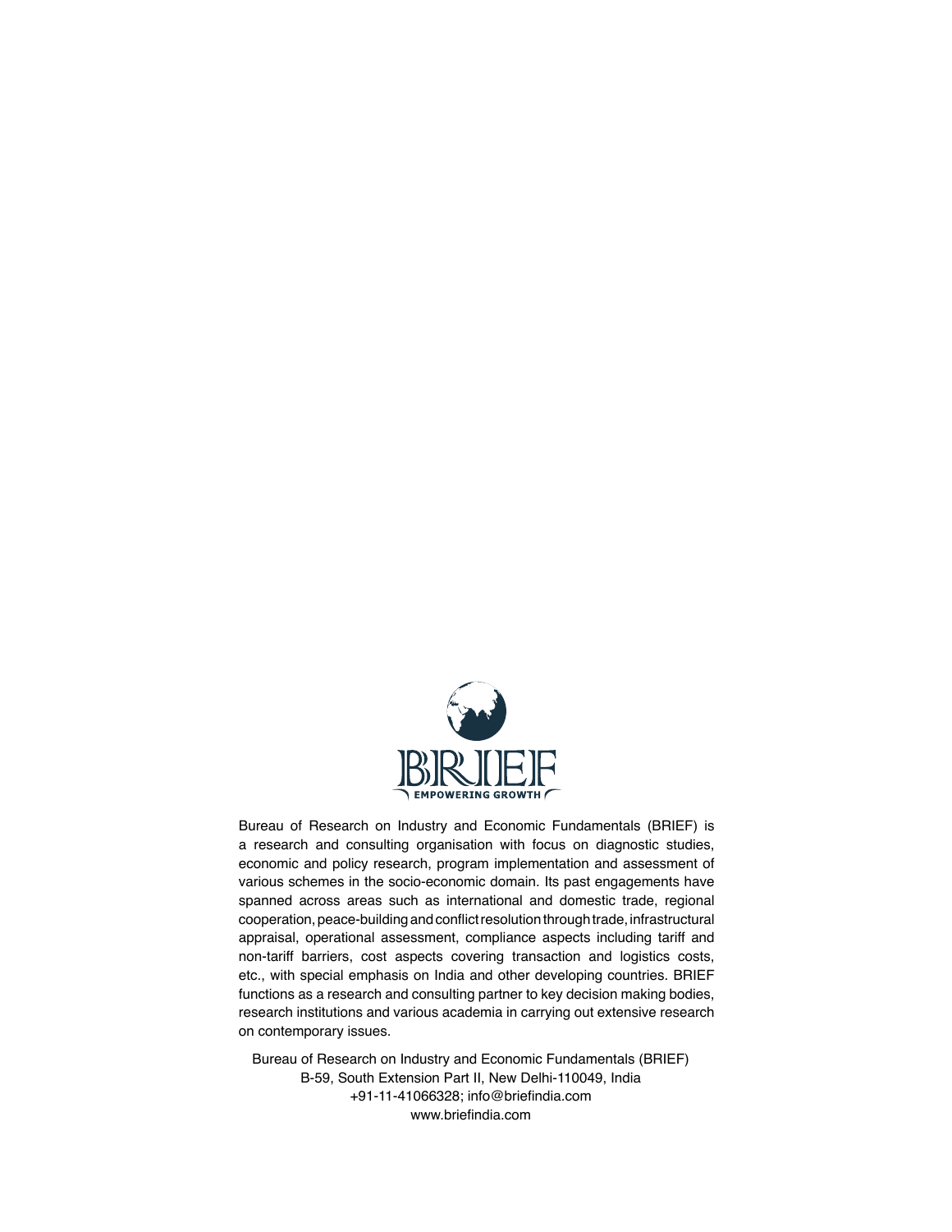BRIEF

EMPOWERING GROWTH

Bureau of Research on Industry and Economic Fundamentals (BRIEF) is a research and consulting organisation with focus on diagnostic studies, economic and policy research, program implementation and assessment of various schemes in the socio-economic domain. Its past engagements have spanned across areas such as international and domestic trade, regional cooperation, peace-building and conflict resolution through trade, infrastructural appraisal, operational assessment, compliance aspects including tariff and non-tariff barriers, cost aspects covering transaction and logistics costs, etc., with special emphasis on India and other developing countries. BRIEF functions as a research and consulting partner to key decision making bodies, research institutions and various academia in carrying out extensive research on contemporary issues.

Bureau of Research on Industry and Economic Fundamentals (BRIEF)
B-59, South Extension Part II, New Delhi-110049, India
+91-11-41066328; info@briefindia.com
www.briefindia.com